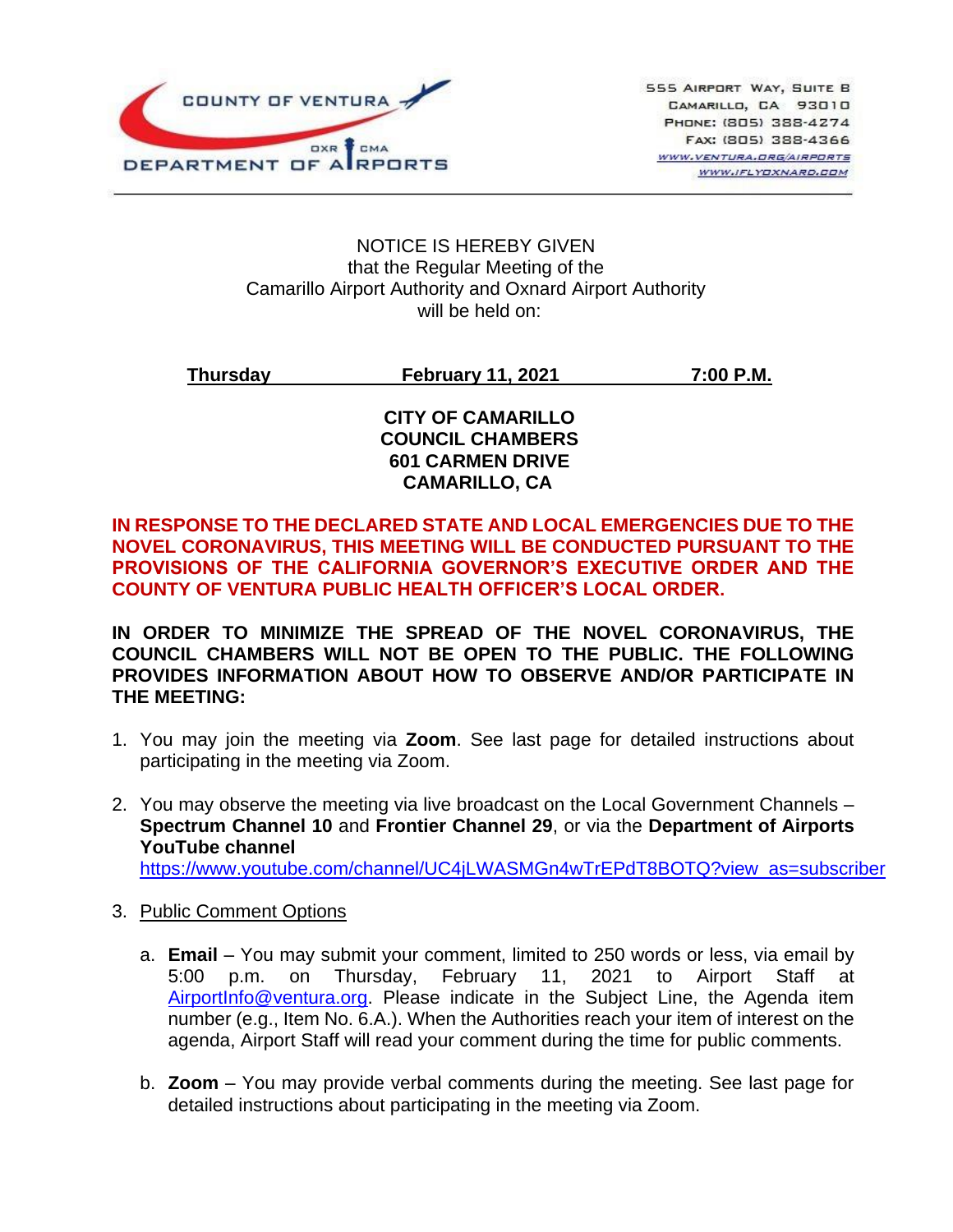COUNTY OF VENTURA
DEPARTMENT OF AIRPORTS
OXR CMA

555 Airport Way, Suite B
Camarillo, CA 93010
Phone: (805) 388-4274
Fax: (805) 388-4366
www.ventura.org/airports
www.iflyoxnard.com

NOTICE IS HEREBY GIVEN
that the Regular Meeting of the
Camarillo Airport Authority and Oxnard Airport Authority
will be held on:

**Thursday** **February 11, 2021** **7:00 P.M.**

**CITY OF CAMARILLO
COUNCIL CHAMBERS
601 CARMEN DRIVE
CAMARILLO, CA**

**IN RESPONSE TO THE DECLARED STATE AND LOCAL EMERGENCIES DUE TO THE NOVEL CORONAVIRUS, THIS MEETING WILL BE CONDUCTED PURSUANT TO THE PROVISIONS OF THE CALIFORNIA GOVERNOR'S EXECUTIVE ORDER AND THE COUNTY OF VENTURA PUBLIC HEALTH OFFICER'S LOCAL ORDER.**

**IN ORDER TO MINIMIZE THE SPREAD OF THE NOVEL CORONAVIRUS, THE COUNCIL CHAMBERS WILL NOT BE OPEN TO THE PUBLIC. THE FOLLOWING PROVIDES INFORMATION ABOUT HOW TO OBSERVE AND/OR PARTICIPATE IN THE MEETING:**

1. You may join the meeting via **Zoom**. See last page for detailed instructions about participating in the meeting via Zoom.

2. You may observe the meeting via live broadcast on the Local Government Channels – **Spectrum Channel 10** and **Frontier Channel 29**, or via the **Department of Airports YouTube channel** https://www.youtube.com/channel/UC4jLWASMGn4wTrEPdT8BOTQ?view_as=subscriber

3. Public Comment Options

   a. **Email** – You may submit your comment, limited to 250 words or less, via email by 5:00 p.m. on Thursday, February 11, 2021 to Airport Staff at AirportInfo@ventura.org. Please indicate in the Subject Line, the Agenda item number (e.g., Item No. 6.A.). When the Authorities reach your item of interest on the agenda, Airport Staff will read your comment during the time for public comments.

   b. **Zoom** – You may provide verbal comments during the meeting. See last page for detailed instructions about participating in the meeting via Zoom.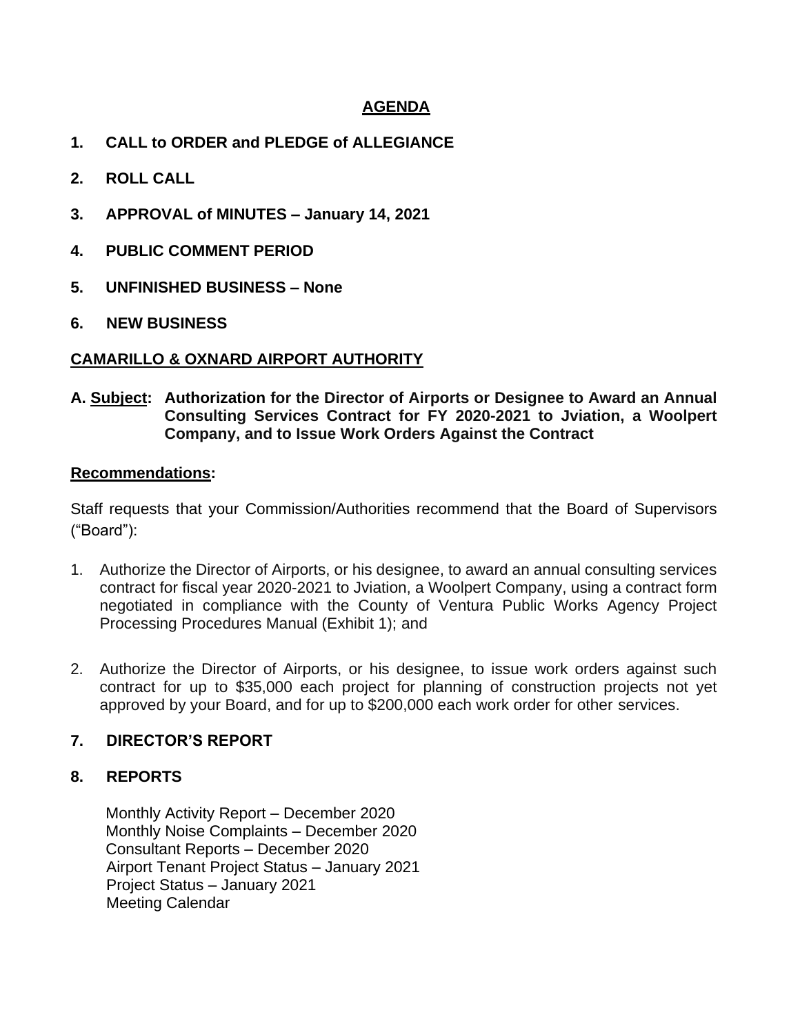# AGENDA

**1. CALL to ORDER and PLEDGE of ALLEGIANCE**

**2. ROLL CALL**

**3. APPROVAL of MINUTES – January 14, 2021**

**4. PUBLIC COMMENT PERIOD**

**5. UNFINISHED BUSINESS – None**

**6. NEW BUSINESS**

## CAMARILLO & OXNARD AIRPORT AUTHORITY

**A. Subject: Authorization for the Director of Airports or Designee to Award an Annual Consulting Services Contract for FY 2020-2021 to Jviation, a Woolpert Company, and to Issue Work Orders Against the Contract**

**Recommendations:**

Staff requests that your Commission/Authorities recommend that the Board of Supervisors ("Board"):

1. Authorize the Director of Airports, or his designee, to award an annual consulting services contract for fiscal year 2020-2021 to Jviation, a Woolpert Company, using a contract form negotiated in compliance with the County of Ventura Public Works Agency Project Processing Procedures Manual (Exhibit 1); and

2. Authorize the Director of Airports, or his designee, to issue work orders against such contract for up to $35,000 each project for planning of construction projects not yet approved by your Board, and for up to $200,000 each work order for other services.

**7. DIRECTOR'S REPORT**

**8. REPORTS**

Monthly Activity Report – December 2020
Monthly Noise Complaints – December 2020
Consultant Reports – December 2020
Airport Tenant Project Status – January 2021
Project Status – January 2021
Meeting Calendar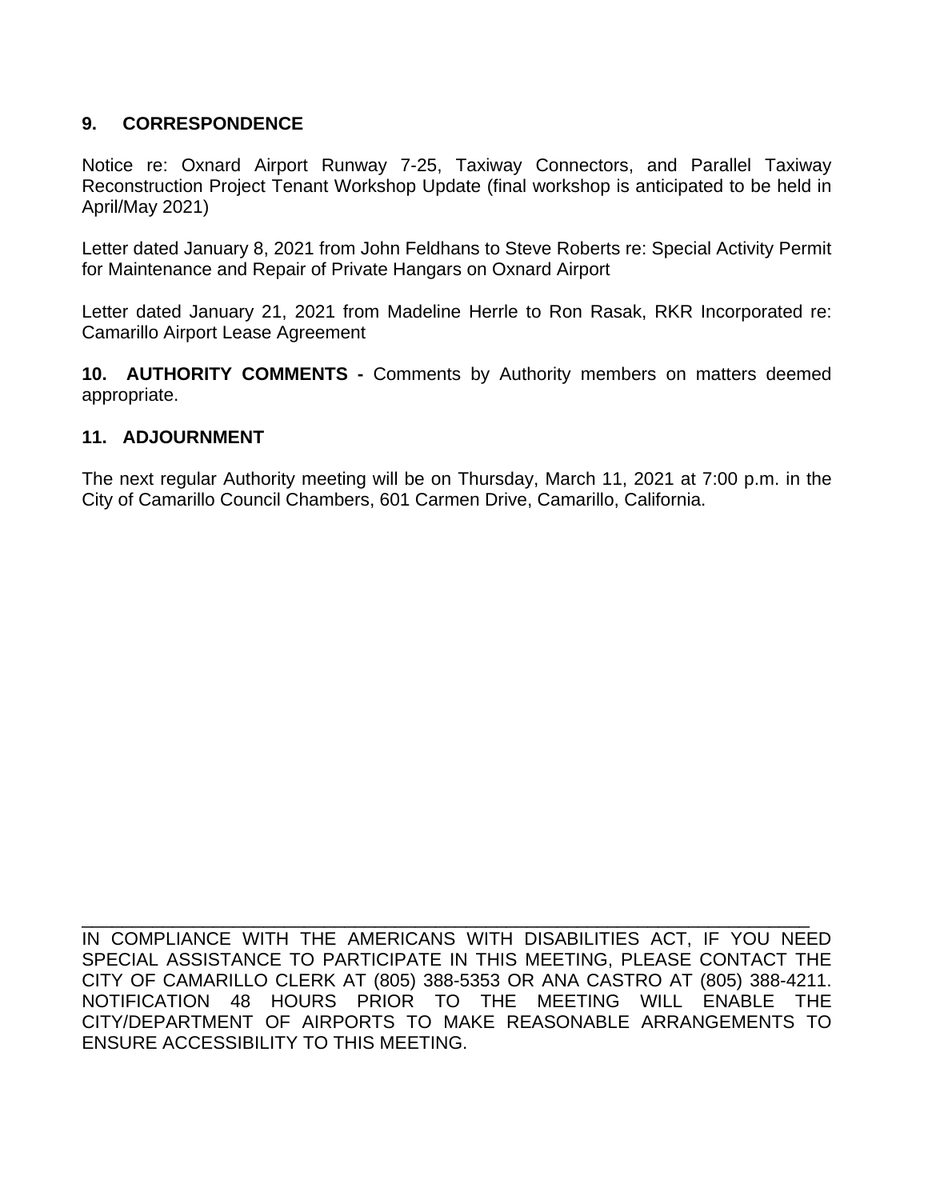## 9. CORRESPONDENCE

Notice re: Oxnard Airport Runway 7-25, Taxiway Connectors, and Parallel Taxiway Reconstruction Project Tenant Workshop Update (final workshop is anticipated to be held in April/May 2021)

Letter dated January 8, 2021 from John Feldhans to Steve Roberts re: Special Activity Permit for Maintenance and Repair of Private Hangars on Oxnard Airport

Letter dated January 21, 2021 from Madeline Herrle to Ron Rasak, RKR Incorporated re: Camarillo Airport Lease Agreement

**10. AUTHORITY COMMENTS -** Comments by Authority members on matters deemed appropriate.

## 11. ADJOURNMENT

The next regular Authority meeting will be on Thursday, March 11, 2021 at 7:00 p.m. in the City of Camarillo Council Chambers, 601 Carmen Drive, Camarillo, California.

---

IN COMPLIANCE WITH THE AMERICANS WITH DISABILITIES ACT, IF YOU NEED SPECIAL ASSISTANCE TO PARTICIPATE IN THIS MEETING, PLEASE CONTACT THE CITY OF CAMARILLO CLERK AT (805) 388-5353 OR ANA CASTRO AT (805) 388-4211. NOTIFICATION 48 HOURS PRIOR TO THE MEETING WILL ENABLE THE CITY/DEPARTMENT OF AIRPORTS TO MAKE REASONABLE ARRANGEMENTS TO ENSURE ACCESSIBILITY TO THIS MEETING.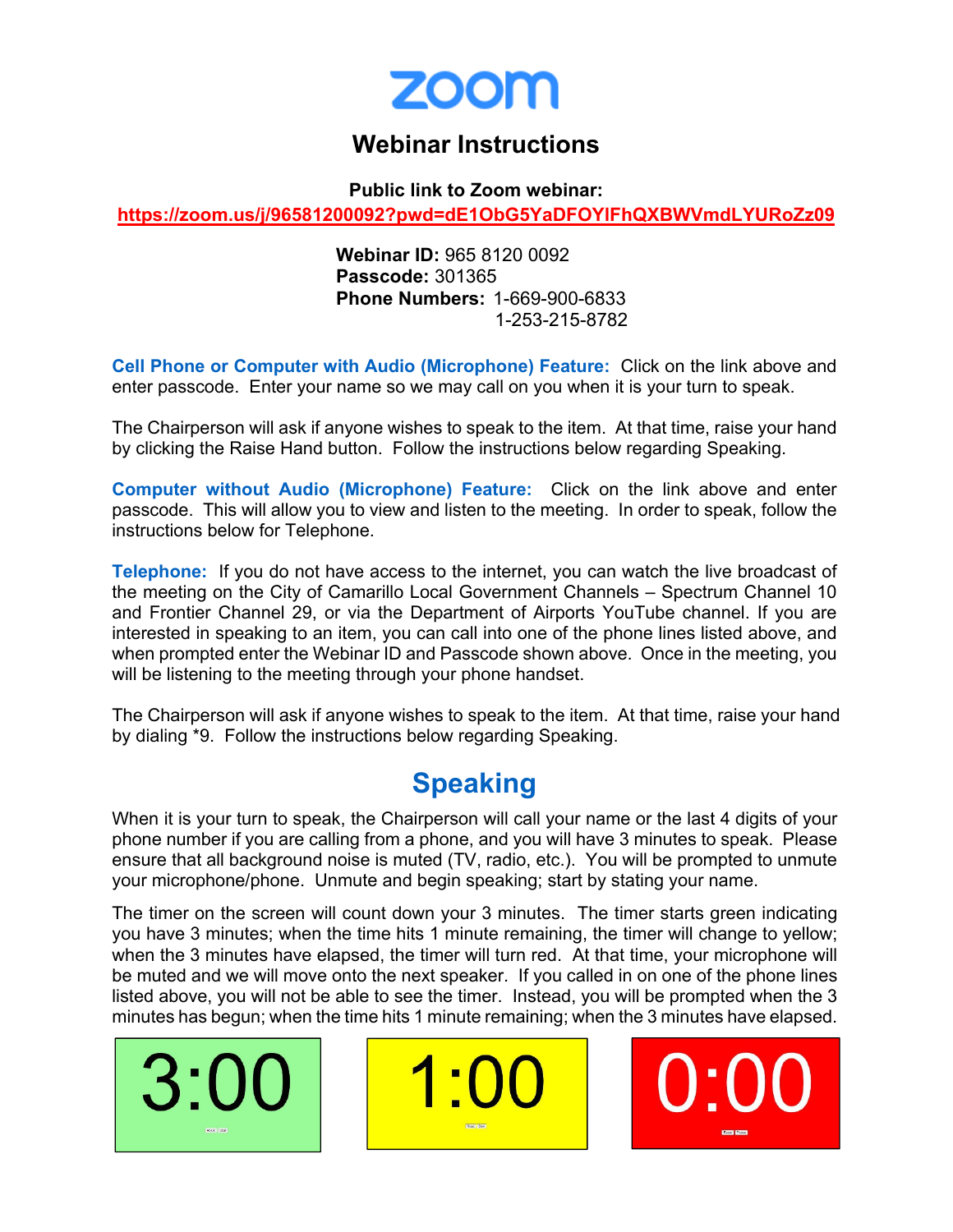# zoom

## Webinar Instructions

**Public link to Zoom webinar:**
https://zoom.us/j/96581200092?pwd=dE1ObG5YaDFOYlFhQXBWVmdLYURoZz09

**Webinar ID:** 965 8120 0092
**Passcode:** 301365
**Phone Numbers:** 1-669-900-6833
1-253-215-8782

**Cell Phone or Computer with Audio (Microphone) Feature:** Click on the link above and enter passcode. Enter your name so we may call on you when it is your turn to speak.

The Chairperson will ask if anyone wishes to speak to the item. At that time, raise your hand by clicking the Raise Hand button. Follow the instructions below regarding Speaking.

**Computer without Audio (Microphone) Feature:** Click on the link above and enter passcode. This will allow you to view and listen to the meeting. In order to speak, follow the instructions below for Telephone.

**Telephone:** If you do not have access to the internet, you can watch the live broadcast of the meeting on the City of Camarillo Local Government Channels – Spectrum Channel 10 and Frontier Channel 29, or via the Department of Airports YouTube channel. If you are interested in speaking to an item, you can call into one of the phone lines listed above, and when prompted enter the Webinar ID and Passcode shown above. Once in the meeting, you will be listening to the meeting through your phone handset.

The Chairperson will ask if anyone wishes to speak to the item. At that time, raise your hand by dialing *9. Follow the instructions below regarding Speaking.

## Speaking

When it is your turn to speak, the Chairperson will call your name or the last 4 digits of your phone number if you are calling from a phone, and you will have 3 minutes to speak. Please ensure that all background noise is muted (TV, radio, etc.). You will be prompted to unmute your microphone/phone. Unmute and begin speaking; start by stating your name.

The timer on the screen will count down your 3 minutes. The timer starts green indicating you have 3 minutes; when the time hits 1 minute remaining, the timer will change to yellow; when the 3 minutes have elapsed, the timer will turn red. At that time, your microphone will be muted and we will move onto the next speaker. If you called in on one of the phone lines listed above, you will not be able to see the timer. Instead, you will be prompted when the 3 minutes has begun; when the time hits 1 minute remaining; when the 3 minutes have elapsed.

3:00

1:00

0:00